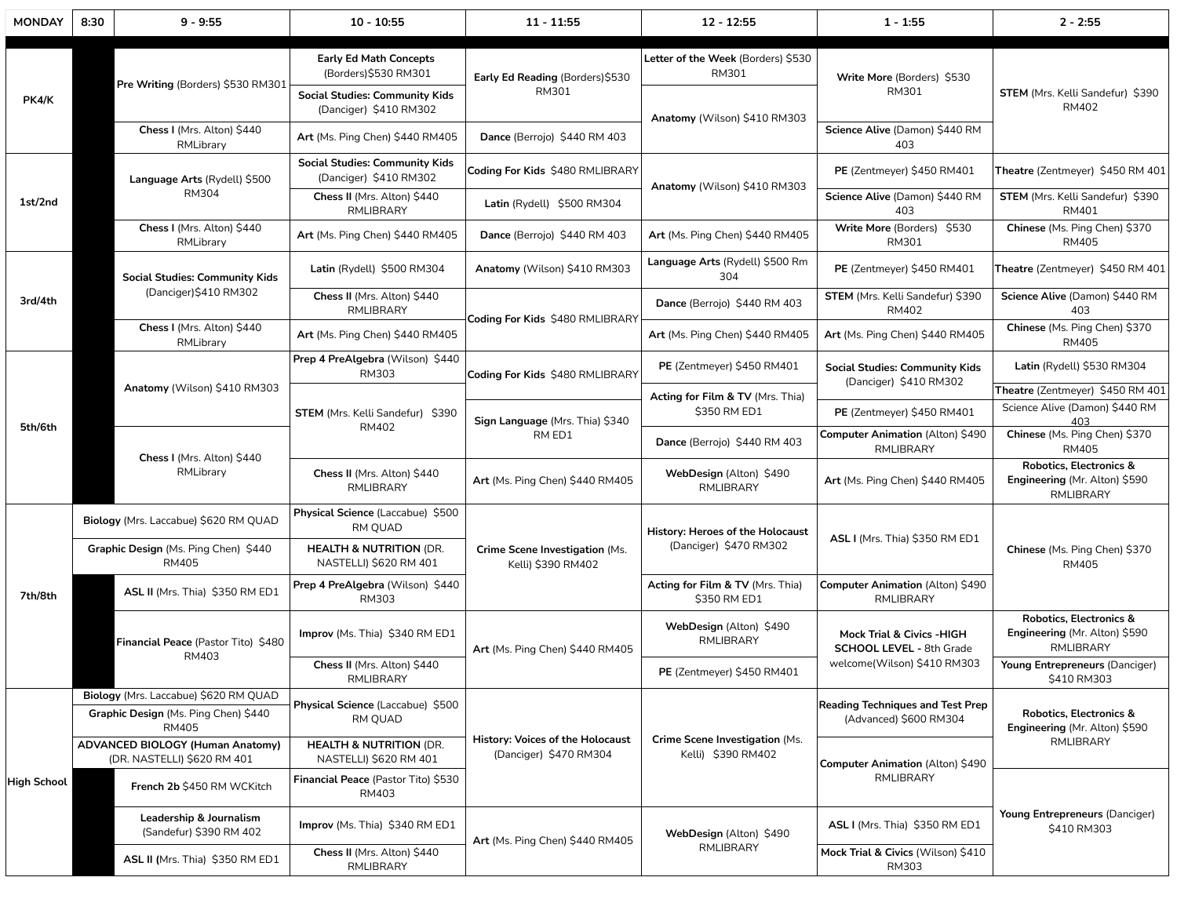| MONDAY | 8:30 | 9 - 9:55 | 10 - 10:55 | 11 - 11:55 | 12 - 12:55 | 1 - 1:55 | 2 - 2:55 |
|---|---|---|---|---|---|---|---|
| PK4/K | | **Pre Writing** (Borders) $530 RM301 | **Early Ed Math Concepts** (Borders)$530 RM301 | **Early Ed Reading** (Borders)$530 RM301 | **Letter of the Week** (Borders) $530 RM301 | **Write More** (Borders) $530 RM301 | **STEM** (Mrs. Kelli Sandefur) $390 RM402 |
| | | | **Social Studies: Community Kids** (Danciger) $410 RM302 | | **Anatomy** (Wilson) $410 RM303 | | |
| | | **Chess I** (Mrs. Alton) $440 RMLibrary | **Art** (Ms. Ping Chen) $440 RM405 | **Dance** (Berrojo) $440 RM 403 | | **Science Alive** (Damon) $440 RM 403 | |
| 1st/2nd | | **Language Arts** (Rydell) $500 RM304 | **Social Studies: Community Kids** (Danciger) $410 RM302 | **Coding For Kids** $480 RMLIBRARY | **Anatomy** (Wilson) $410 RM303 | **PE** (Zentmeyer) $450 RM401 | **Theatre** (Zentmeyer) $450 RM 401 |
| | | | **Chess II** (Mrs. Alton) $440 RMLIBRARY | **Latin** (Rydell) $500 RM304 | | **Science Alive** (Damon) $440 RM 403 | **STEM** (Mrs. Kelli Sandefur) $390 RM401 |
| | | **Chess I** (Mrs. Alton) $440 RMLibrary | **Art** (Ms. Ping Chen) $440 RM405 | **Dance** (Berrojo) $440 RM 403 | **Art** (Ms. Ping Chen) $440 RM405 | **Write More** (Borders) $530 RM301 | **Chinese** (Ms. Ping Chen) $370 RM405 |
| 3rd/4th | | **Social Studies: Community Kids** (Danciger)$410 RM302 | **Latin** (Rydell) $500 RM304 | **Anatomy** (Wilson) $410 RM303 | **Language Arts** (Rydell) $500 Rm 304 | **PE** (Zentmeyer) $450 RM401 | **Theatre** (Zentmeyer) $450 RM 401 |
| | | | **Chess II** (Mrs. Alton) $440 RMLIBRARY | **Coding For Kids** $480 RMLIBRARY | **Dance** (Berrojo) $440 RM 403 | **STEM** (Mrs. Kelli Sandefur) $390 RM402 | **Science Alive** (Damon) $440 RM 403 |
| | | **Chess I** (Mrs. Alton) $440 RMLibrary | **Art** (Ms. Ping Chen) $440 RM405 | | **Art** (Ms. Ping Chen) $440 RM405 | **Art** (Ms. Ping Chen) $440 RM405 | **Chinese** (Ms. Ping Chen) $370 RM405 |
| 5th/6th | | **Anatomy** (Wilson) $410 RM303 | **Prep 4 PreAlgebra** (Wilson) $440 RM303 | **Coding For Kids** $480 RMLIBRARY | **PE** (Zentmeyer) $450 RM401 | **Social Studies: Community Kids** (Danciger) $410 RM302 | **Latin** (Rydell) $530 RM304 |
| | | | **STEM** (Mrs. Kelli Sandefur) $390 RM402 | **Sign Language** (Mrs. Thia) $340 RM ED1 | **Acting for Film & TV** (Mrs. Thia) $350 RM ED1 | **PE** (Zentmeyer) $450 RM401 | **Theatre** (Zentmeyer) $450 RM 401 / Science Alive (Damon) $440 RM 403 |
| | | **Chess I** (Mrs. Alton) $440 RMLibrary | | | **Dance** (Berrojo) $440 RM 403 | **Computer Animation** (Alton) $490 RMLIBRARY | **Chinese** (Ms. Ping Chen) $370 RM405 |
| | | | **Chess II** (Mrs. Alton) $440 RMLIBRARY | **Art** (Ms. Ping Chen) $440 RM405 | **WebDesign** (Alton) $490 RMLIBRARY | **Art** (Ms. Ping Chen) $440 RM405 | **Robotics, Electronics & Engineering** (Mr. Alton) $590 RMLIBRARY |
| 7th/8th | **Biology** (Mrs. Laccabue) $620 RM QUAD | | **Physical Science** (Laccabue) $500 RM QUAD | **Crime Scene Investigation** (Ms. Kelli) $390 RM402 | **History: Heroes of the Holocaust** (Danciger) $470 RM302 | **ASL I** (Mrs. Thia) $350 RM ED1 | **Chinese** (Ms. Ping Chen) $370 RM405 |
| | **Graphic Design** (Ms. Ping Chen) $440 RM405 | | **HEALTH & NUTRITION** (DR. NASTELLI) $620 RM 401 | | | | |
| | | **ASL II** (Mrs. Thia) $350 RM ED1 | **Prep 4 PreAlgebra** (Wilson) $440 RM303 | | **Acting for Film & TV** (Mrs. Thia) $350 RM ED1 | **Computer Animation** (Alton) $490 RMLIBRARY | |
| | | **Financial Peace** (Pastor Tito) $480 RM403 | **Improv** (Ms. Thia) $340 RM ED1 | **Art** (Ms. Ping Chen) $440 RM405 | **WebDesign** (Alton) $490 RMLIBRARY | **Mock Trial & Civics -HIGH SCHOOL LEVEL -** 8th Grade welcome(Wilson) $410 RM303 | **Robotics, Electronics & Engineering** (Mr. Alton) $590 RMLIBRARY |
| | | | **Chess II** (Mrs. Alton) $440 RMLIBRARY | | **PE** (Zentmeyer) $450 RM401 | | **Young Entrepreneurs** (Danciger) $410 RM303 |
| High School | **Biology** (Mrs. Laccabue) $620 RM QUAD | | **Physical Science** (Laccabue) $500 RM QUAD | **History: Voices of the Holocaust** (Danciger) $470 RM304 | **Crime Scene Investigation** (Ms. Kelli) $390 RM402 | **Reading Techniques and Test Prep** (Advanced) $600 RM304 | **Robotics, Electronics & Engineering** (Mr. Alton) $590 RMLIBRARY |
| | **Graphic Design** (Ms. Ping Chen) $440 RM405 | | | | | | |
| | **ADVANCED BIOLOGY (Human Anatomy)** (DR. NASTELLI) $620 RM 401 | | **HEALTH & NUTRITION** (DR. NASTELLI) $620 RM 401 | | | **Computer Animation** (Alton) $490 RMLIBRARY | |
| | | **French 2b** $450 RM WCKitch | **Financial Peace** (Pastor Tito) $530 RM403 | | | | **Young Entrepreneurs** (Danciger) $410 RM303 |
| | | **Leadership & Journalism** (Sandefur) $390 RM 402 | **Improv** (Ms. Thia) $340 RM ED1 | **Art** (Ms. Ping Chen) $440 RM405 | **WebDesign** (Alton) $490 RMLIBRARY | **ASL I** (Mrs. Thia) $350 RM ED1 | |
| | | **ASL II (**Mrs. Thia) $350 RM ED1 | **Chess II** (Mrs. Alton) $440 RMLIBRARY | | | **Mock Trial & Civics** (Wilson) $410 RM303 | |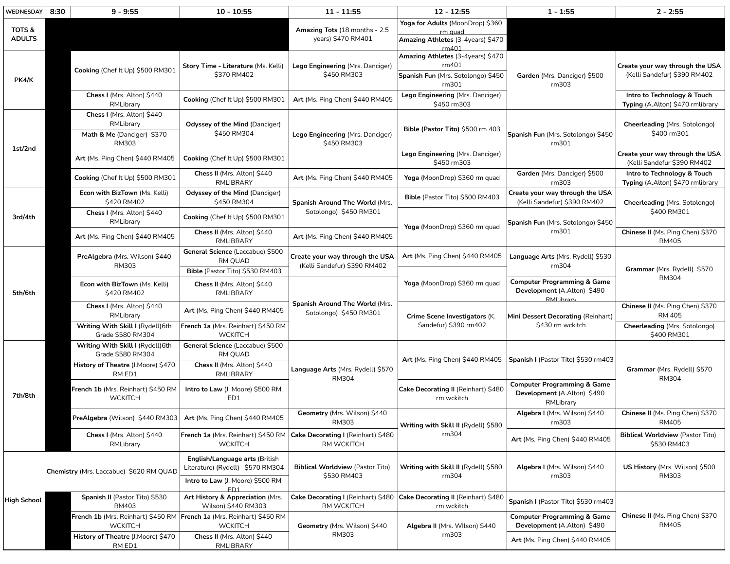| WEDNESDAY | 8:30 | 9 - 9:55 | 10 - 10:55 | 11 - 11:55 | 12 - 12:55 | 1 - 1:55 | 2 - 2:55 |
|---|---|---|---|---|---|---|---|
| TOTS & ADULTS | | | | **Amazing Tots** (18 months - 2.5 years) $470 RM401 | **Yoga for Adults** (MoonDrop) $360 rm quad<br>**Amazing Athletes** (3-4years) $470 rm401 | | |
| PK4/K | | **Cooking** (Chef It Up) $500 RM301 | **Story Time - Literature** (Ms. Kelli) $370 RM402 | **Lego Engineering** (Mrs. Danciger) $450 RM303 | **Amazing Athletes** (3-4years) $470 rm401<br>**Spanish Fun** (Mrs. Sotolongo) $450 rm301 | **Garden** (Mrs. Danciger) $500 rm303 | **Create your way through the USA** (Kelli Sandefur) $390 RM402 |
| PK4/K | | **Chess I** (Mrs. Alton) $440 RMLibrary | **Cooking** (Chef It Up) $500 RM301 | **Art** (Ms. Ping Chen) $440 RM405 | **Lego Engineering** (Mrs. Danciger) $450 rm303 | | **Intro to Technology & Touch Typing** (A.Alton) $470 rmlibrary |
| 1st/2nd | | **Chess I** (Mrs. Alton) $440 RMLibrary<br>**Math & Me** (Danciger) $370 RM303 | **Odyssey of the Mind** (Danciger) $450 RM304 | **Lego Engineering** (Mrs. Danciger) $450 RM303 | **Bible (Pastor Tito)** $500 rm 403 | **Spanish Fun** (Mrs. Sotolongo) $450 rm301 | **Cheerleading** (Mrs. Sotolongo) $400 rm301 |
| 1st/2nd | | **Art** (Ms. Ping Chen) $440 RM405 | **Cooking** (Chef It Up) $500 RM301 | | **Lego Engineering** (Mrs. Danciger) $450 rm303 | | **Create your way through the USA** (Kelli Sandefur $390 RM402 |
| 1st/2nd | | **Cooking** (Chef It Up) $500 RM301 | **Chess II** (Mrs. Alton) $440 RMLIBRARY | **Art** (Ms. Ping Chen) $440 RM405 | **Yoga** (MoonDrop) $360 rm quad | **Garden** (Mrs. Danciger) $500 rm303 | **Intro to Technology & Touch Typing** (A.Alton) $470 rmlibrary |
| 3rd/4th | | **Econ with BizTown** (Ms. Kelli) $420 RM402 | **Odyssey of the Mind** (Danciger) $450 RM304 | **Spanish Around The World** (Mrs. Sotolongo) $450 RM301 | **Bible** (Pastor Tito) $500 RM403 | **Create your way through the USA** (Kelli Sandefur) $390 RM402 | **Cheerleading** (Mrs. Sotolongo) $400 RM301 |
| 3rd/4th | | **Chess I** (Mrs. Alton) $440 RMLibrary | **Cooking** (Chef It Up) $500 RM301 | | **Yoga** (MoonDrop) $360 rm quad | **Spanish Fun** (Mrs. Sotolongo) $450 rm301 | |
| 3rd/4th | | **Art** (Ms. Ping Chen) $440 RM405 | **Chess II** (Mrs. Alton) $440 RMLIBRARY | **Art** (Ms. Ping Chen) $440 RM405 | | | **Chinese II** (Ms. Ping Chen) $370 RM405 |
| 5th/6th | | **PreAlgebra** (Mrs. Wilson) $440 RM303 | **General Science** (Laccabue) $500 RM QUAD<br>**Bible** (Pastor Tito) $530 RM403 | **Create your way through the USA** (Kelli Sandefur) $390 RM402 | **Art** (Ms. Ping Chen) $440 RM405 | **Language Arts** (Mrs. Rydell) $530 rm304 | **Grammar** (Mrs. Rydell) $570 RM304 |
| 5th/6th | | **Econ with BizTown** (Ms. Kelli) $420 RM402 | **Chess II** (Mrs. Alton) $440 RMLIBRARY | **Spanish Around The World** (Mrs. Sotolongo) $450 RM301 | **Yoga** (MoonDrop) $360 rm quad | **Computer Programming & Game Development** (A.Alton) $490 RMLibrary | |
| 5th/6th | | **Chess I** (Mrs. Alton) $440 RMLibrary<br>**Writing With Skill I** (Rydell)6th Grade $580 RM304 | **Art** (Ms. Ping Chen) $440 RM405<br>**French 1a** (Mrs. Reinhart) $450 RM WCKITCH | | **Crime Scene Investigators** (K. Sandefur) $390 rm402 | **Mini Dessert Decorating** (Reinhart) $430 rm wckitch | **Chinese II** (Ms. Ping Chen) $370 RM 405<br>**Cheerleading** (Mrs. Sotolongo) $400 RM301 |
| 7th/8th | | **Writing With Skill I** (Rydell)6th Grade $580 RM304<br>**History of Theatre** (J.Moore) $470 RM ED1 | **General Science** (Laccabue) $500 RM QUAD<br>**Chess II** (Mrs. Alton) $440 RMLIBRARY | **Language Arts** (Mrs. Rydell) $570 RM304 | **Art** (Ms. Ping Chen) $440 RM405 | **Spanish I** (Pastor Tito) $530 rm403 | **Grammar** (Mrs. Rydell) $570 RM304 |
| 7th/8th | | **French 1b** (Mrs. Reinhart) $450 RM WCKITCH | **Intro to Law** (J. Moore) $500 RM ED1 | | **Cake Decorating II** (Reinhart) $480 rm wckitch | **Computer Programming & Game Development** (A.Alton) $490 RMLibrary | |
| 7th/8th | | **PreAlgebra** (Wilson) $440 RM303 | **Art** (Ms. Ping Chen) $440 RM405 | **Geometry** (Mrs. Wilson) $440 RM303 | **Writing with Skill II** (Rydell) $580 rm304 | **Algebra I** (Mrs. Wilson) $440 rm303 | **Chinese II** (Ms. Ping Chen) $370 RM405 |
| 7th/8th | | **Chess I** (Mrs. Alton) $440 RMLibrary | **French 1a** (Mrs. Reinhart) $450 RM WCKITCH | **Cake Decorating I** (Reinhart) $480 RM WCKITCH | | **Art** (Ms. Ping Chen) $440 RM405 | **Biblical Worldview** (Pastor Tito) $530 RM403 |
| High School | **Chemistry** (Mrs. Laccabue) $620 RM QUAD | | **English/Language arts** (British Literature) (Rydell) $570 RM304<br>**Intro to Law** (J. Moore) $500 RM ED1 | **Biblical Worldview** (Pastor Tito) $530 RM403 | **Writing with Skill II** (Rydell) $580 rm304 | **Algebra I** (Mrs. Wilson) $440 rm303 | **US History** (Mrs. Wilson) $500 RM303 |
| High School | | **Spanish II** (Pastor Tito) $530 RM403 | **Art History & Appreciation** (Mrs. Wilson) $440 RM303 | **Cake Decorating I** (Reinhart) $480 RM WCKITCH | **Cake Decorating II** (Reinhart) $480 rm wckitch | **Spanish I** (Pastor Tito) $530 rm403 | **Chinese II** (Ms. Ping Chen) $370 RM405 |
| High School | | **French 1b** (Mrs. Reinhart) $450 RM WCKITCH<br>**History of Theatre** (J.Moore) $470 RM ED1 | **French 1a** (Mrs. Reinhart) $450 RM WCKITCH<br>**Chess II** (Mrs. Alton) $440 RMLIBRARY | **Geometry** (Mrs. Wilson) $440 RM303 | **Algebra II** (Mrs. WIlson) $440 rm303 | **Computer Programming & Game Development** (A.Alton) $490<br>**Art** (Ms. Ping Chen) $440 RM405 | |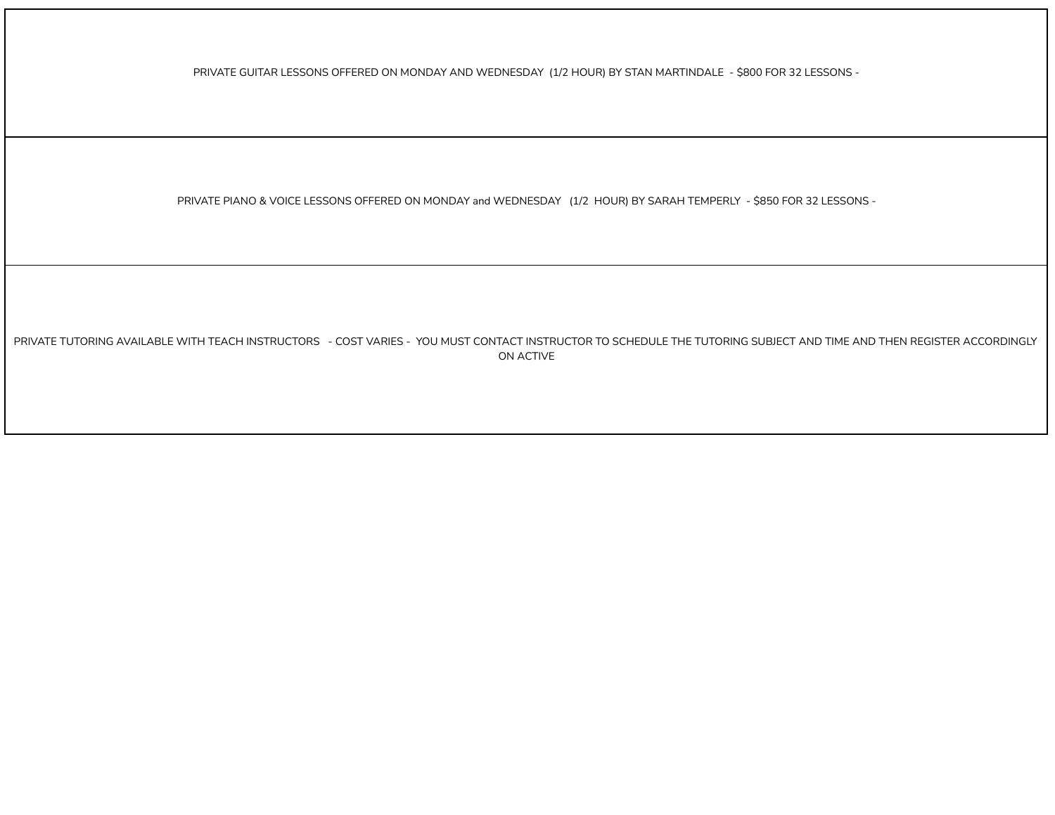| |
|---|
| PRIVATE GUITAR LESSONS OFFERED ON MONDAY AND WEDNESDAY (1/2 HOUR) BY STAN MARTINDALE - $800 FOR 32 LESSONS - |
| PRIVATE PIANO & VOICE LESSONS OFFERED ON MONDAY and WEDNESDAY (1/2 HOUR) BY SARAH TEMPERLY - $850 FOR 32 LESSONS - |
| PRIVATE TUTORING AVAILABLE WITH TEACH INSTRUCTORS - COST VARIES - YOU MUST CONTACT INSTRUCTOR TO SCHEDULE THE TUTORING SUBJECT AND TIME AND THEN REGISTER ACCORDINGLY ON ACTIVE |